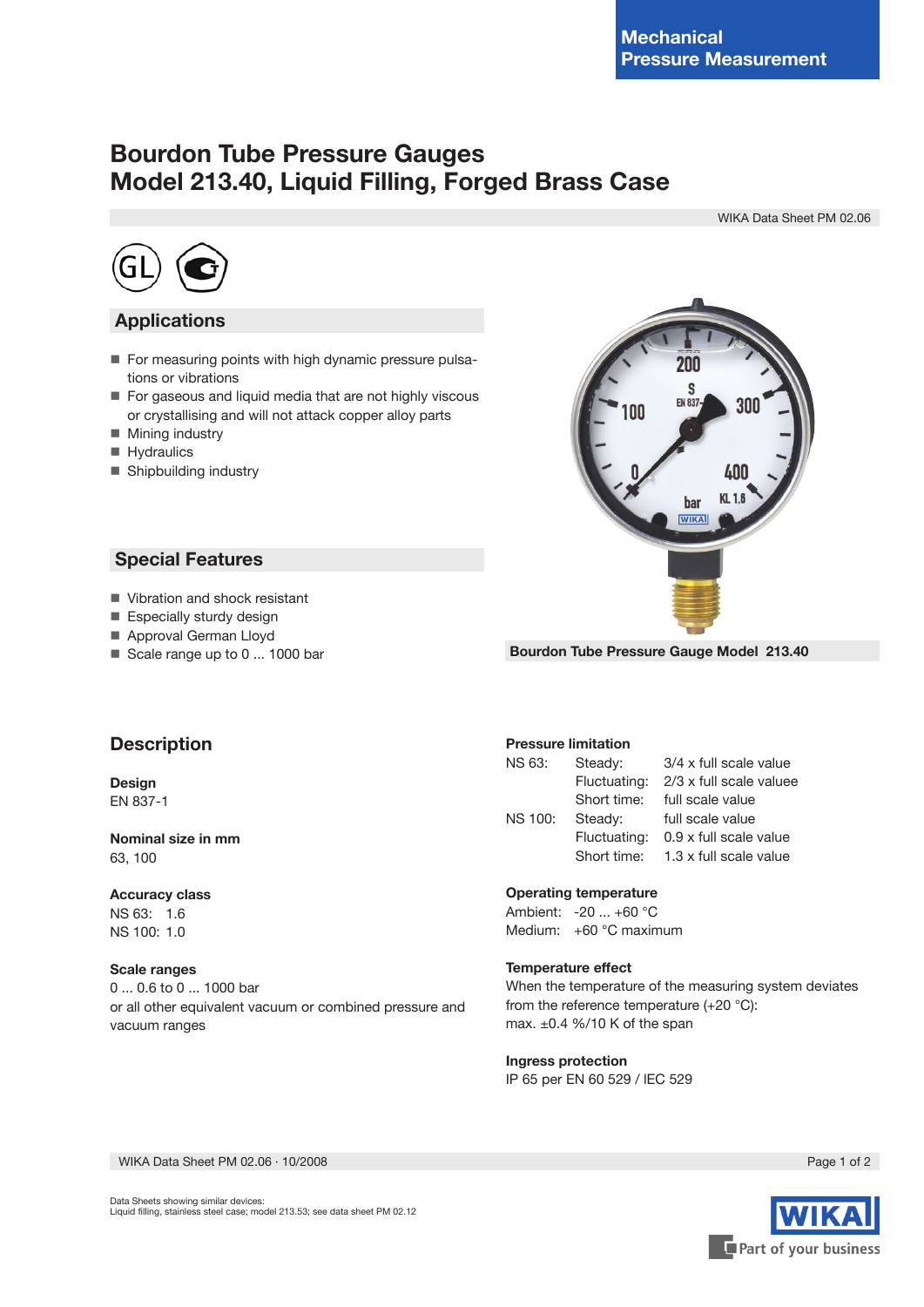Mechanical Pressure Measurement

# Bourdon Tube Pressure Gauges
# Model 213.40, Liquid Filling, Forged Brass Case

WIKA Data Sheet PM 02.06

## Applications

- For measuring points with high dynamic pressure pulsations or vibrations
- For gaseous and liquid media that are not highly viscous or crystallising and will not attack copper alloy parts
- Mining industry
- Hydraulics
- Shipbuilding industry

## Special Features

- Vibration and shock resistant
- Especially sturdy design
- Approval German Lloyd
- Scale range up to 0 ... 1000 bar

Bourdon Tube Pressure Gauge Model 213.40

## Description

**Design**
EN 837-1

**Nominal size in mm**
63, 100

**Accuracy class**
NS 63: 1.6
NS 100: 1.0

**Scale ranges**
0 ... 0.6 to 0 ... 1000 bar
or all other equivalent vacuum or combined pressure and vacuum ranges

**Pressure limitation**

| | | |
|---|---|---|
| NS 63: | Steady: | 3/4 x full scale value |
| | Fluctuating: | 2/3 x full scale valuee |
| | Short time: | full scale value |
| NS 100: | Steady: | full scale value |
| | Fluctuating: | 0.9 x full scale value |
| | Short time: | 1.3 x full scale value |

**Operating temperature**
Ambient: -20 ... +60 °C
Medium: +60 °C maximum

**Temperature effect**
When the temperature of the measuring system deviates from the reference temperature (+20 °C):
max. ±0.4 %/10 K of the span

**Ingress protection**
IP 65 per EN 60 529 / IEC 529

Data Sheets showing similar devices:
Liquid filling, stainless steel case; model 213.53; see data sheet PM 02.12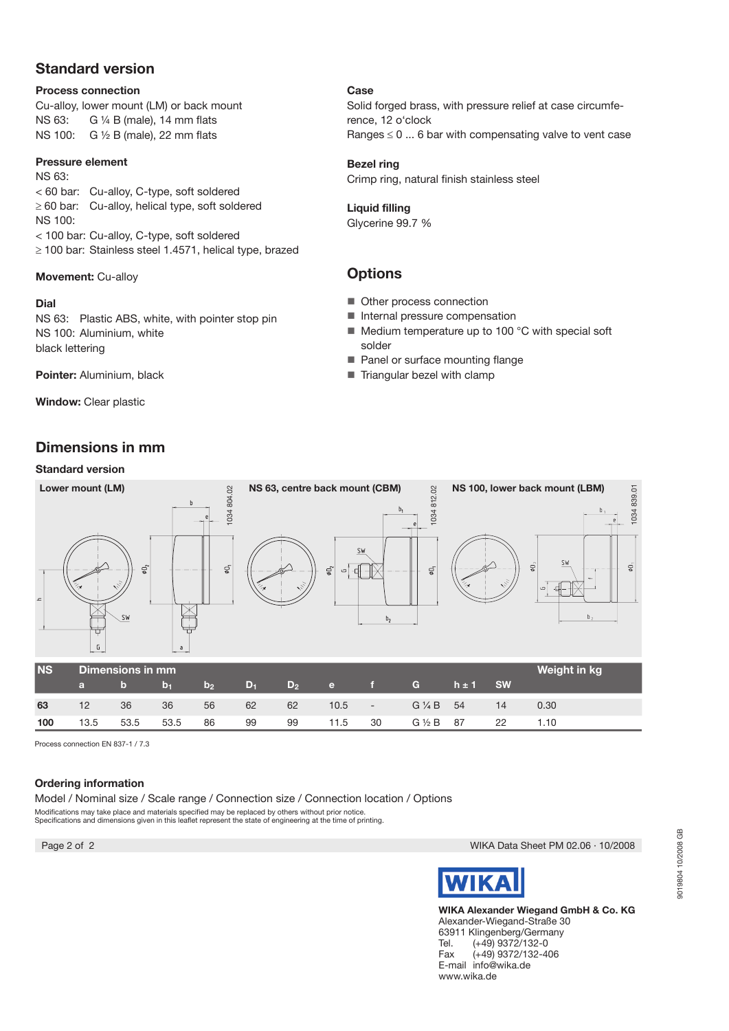## Standard version

### Process connection

Cu-alloy, lower mount (LM) or back mount
NS 63: G ¼ B (male), 14 mm flats
NS 100: G ½ B (male), 22 mm flats

### Pressure element

NS 63:
< 60 bar: Cu-alloy, C-type, soft soldered
≥ 60 bar: Cu-alloy, helical type, soft soldered
NS 100:
< 100 bar: Cu-alloy, C-type, soft soldered
≥ 100 bar: Stainless steel 1.4571, helical type, brazed

**Movement:** Cu-alloy

### Dial

NS 63: Plastic ABS, white, with pointer stop pin
NS 100: Aluminium, white
black lettering

**Pointer:** Aluminium, black

**Window:** Clear plastic

### Case

Solid forged brass, with pressure relief at case circumference, 12 o'clock
Ranges ≤ 0 ... 6 bar with compensating valve to vent case

### Bezel ring

Crimp ring, natural finish stainless steel

### Liquid filling

Glycerine 99.7 %

## Options

- Other process connection
- Internal pressure compensation
- Medium temperature up to 100 °C with special soft solder
- Panel or surface mounting flange
- Triangular bezel with clamp

## Dimensions in mm

### Standard version

Lower mount (LM)
1034 804.02

NS 63, centre back mount (CBM)
1034 812.02

NS 100, lower back mount (LBM)
1034 839.01

| NS | Dimensions in mm | | | | | | | | | | | Weight in kg |
|---|---|---|---|---|---|---|---|---|---|---|---|---|
| | a | b | $b_1$ | $b_2$ | $D_1$ | $D_2$ | e | f | G | h ± 1 | SW | |
| 63 | 12 | 36 | 36 | 56 | 62 | 62 | 10.5 | - | G ¼ B | 54 | 14 | 0.30 |
| 100 | 13.5 | 53.5 | 53.5 | 86 | 99 | 99 | 11.5 | 30 | G ½ B | 87 | 22 | 1.10 |

Process connection EN 837-1 / 7.3

### Ordering information

Model / Nominal size / Scale range / Connection size / Connection location / Options

Modifications may take place and materials specified may be replaced by others without prior notice.
Specifications and dimensions given in this leaflet represent the state of engineering at the time of printing.

WIKA Data Sheet PM 02.06 · 10/2008

**WIKA Alexander Wiegand GmbH & Co. KG**
Alexander-Wiegand-Straße 30
63911 Klingenberg/Germany
Tel. (+49) 9372/132-0
Fax (+49) 9372/132-406
E-mail info@wika.de
www.wika.de

9019804 10/2008 GB